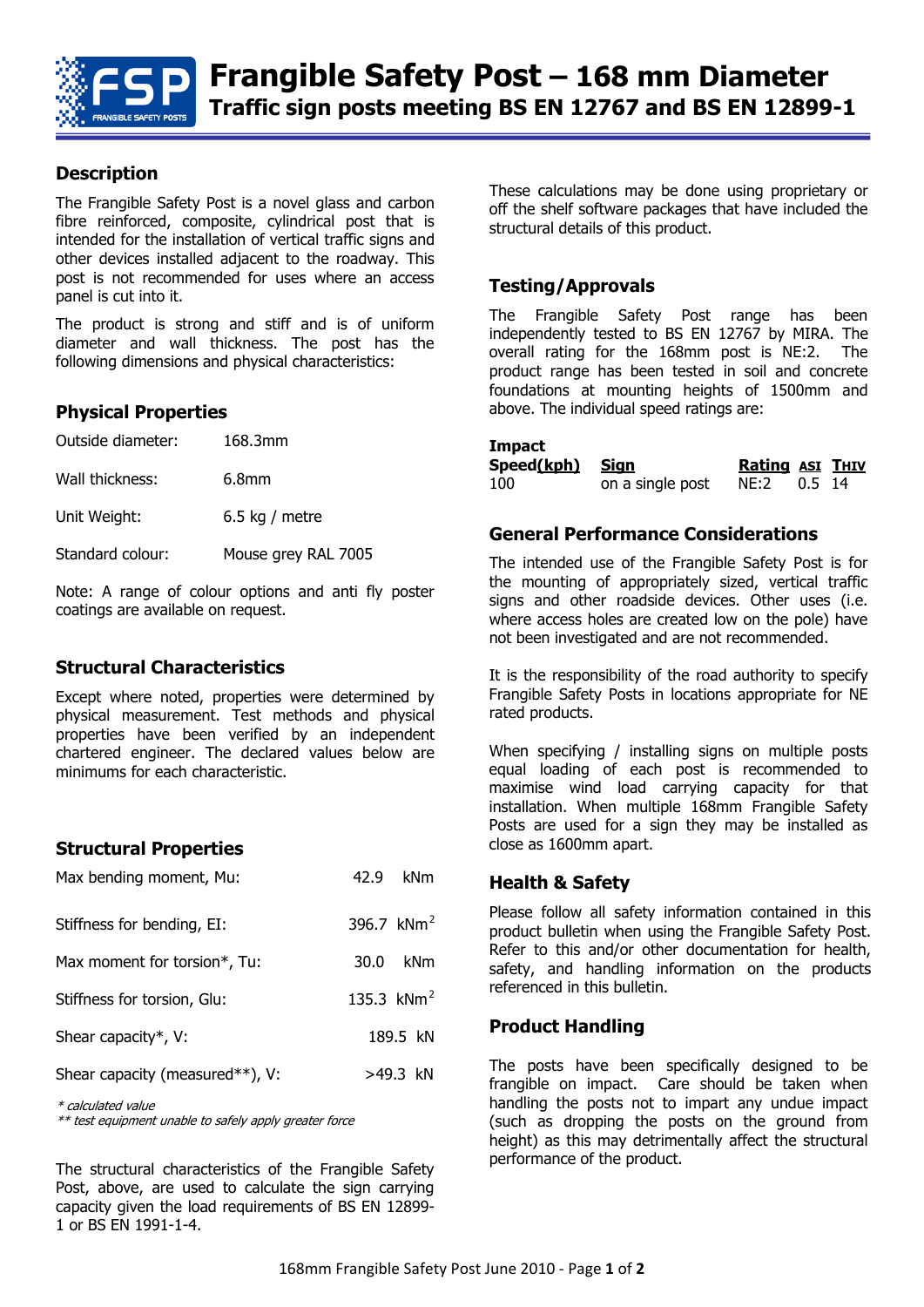# Frangible Safety Post – 168 mm Diameter

## Traffic sign posts meeting BS EN 12767 and BS EN 12899-1

## Description

The Frangible Safety Post is a novel glass and carbon fibre reinforced, composite, cylindrical post that is intended for the installation of vertical traffic signs and other devices installed adjacent to the roadway. This post is not recommended for uses where an access panel is cut into it.

The product is strong and stiff and is of uniform diameter and wall thickness. The post has the following dimensions and physical characteristics:

## Physical Properties

| | |
|---|---|
| Outside diameter: | 168.3mm |
| Wall thickness: | 6.8mm |
| Unit Weight: | 6.5 kg / metre |
| Standard colour: | Mouse grey RAL 7005 |

Note: A range of colour options and anti fly poster coatings are available on request.

## Structural Characteristics

Except where noted, properties were determined by physical measurement. Test methods and physical properties have been verified by an independent chartered engineer. The declared values below are minimums for each characteristic.

## Structural Properties

| | | |
|---|---|---|
| Max bending moment, Mu: | 42.9 | kNm |
| Stiffness for bending, EI: | 396.7 | $kNm^2$ |
| Max moment for torsion*, Tu: | 30.0 | kNm |
| Stiffness for torsion, GIu: | 135.3 | $kNm^2$ |
| Shear capacity*, V: | 189.5 | kN |
| Shear capacity (measured**), V: | >49.3 | kN |

*\* calculated value*
*\*\* test equipment unable to safely apply greater force*

The structural characteristics of the Frangible Safety Post, above, are used to calculate the sign carrying capacity given the load requirements of BS EN 12899-1 or BS EN 1991-1-4.

These calculations may be done using proprietary or off the shelf software packages that have included the structural details of this product.

## Testing/Approvals

The Frangible Safety Post range has been independently tested to BS EN 12767 by MIRA. The overall rating for the 168mm post is NE:2. The product range has been tested in soil and concrete foundations at mounting heights of 1500mm and above. The individual speed ratings are:

| Impact Speed(kph) | Sign | Rating | ASI | THIV |
|---|---|---|---|---|
| 100 | on a single post | NE:2 | 0.5 | 14 |

## General Performance Considerations

The intended use of the Frangible Safety Post is for the mounting of appropriately sized, vertical traffic signs and other roadside devices. Other uses (i.e. where access holes are created low on the pole) have not been investigated and are not recommended.

It is the responsibility of the road authority to specify Frangible Safety Posts in locations appropriate for NE rated products.

When specifying / installing signs on multiple posts equal loading of each post is recommended to maximise wind load carrying capacity for that installation. When multiple 168mm Frangible Safety Posts are used for a sign they may be installed as close as 1600mm apart.

## Health & Safety

Please follow all safety information contained in this product bulletin when using the Frangible Safety Post. Refer to this and/or other documentation for health, safety, and handling information on the products referenced in this bulletin.

## Product Handling

The posts have been specifically designed to be frangible on impact. Care should be taken when handling the posts not to impart any undue impact (such as dropping the posts on the ground from height) as this may detrimentally affect the structural performance of the product.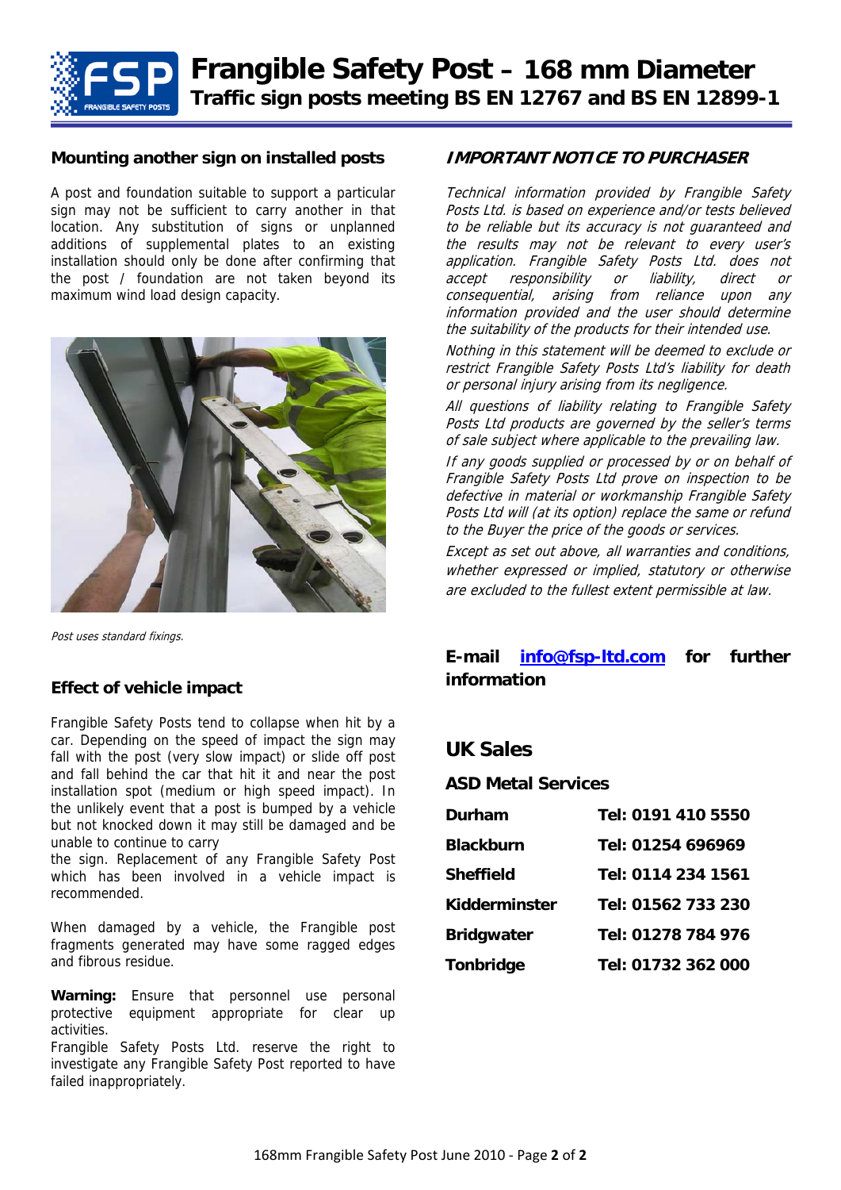# Frangible Safety Post – 168 mm Diameter

**Traffic sign posts meeting BS EN 12767 and BS EN 12899-1**

## Mounting another sign on installed posts

A post and foundation suitable to support a particular sign may not be sufficient to carry another in that location. Any substitution of signs or unplanned additions of supplemental plates to an existing installation should only be done after confirming that the post / foundation are not taken beyond its maximum wind load design capacity.

*Post uses standard fixings.*

## Effect of vehicle impact

Frangible Safety Posts tend to collapse when hit by a car. Depending on the speed of impact the sign may fall with the post (very slow impact) or slide off post and fall behind the car that hit it and near the post installation spot (medium or high speed impact). In the unlikely event that a post is bumped by a vehicle but not knocked down it may still be damaged and be unable to continue to carry the sign. Replacement of any Frangible Safety Post which has been involved in a vehicle impact is recommended.

When damaged by a vehicle, the Frangible post fragments generated may have some ragged edges and fibrous residue.

**Warning:** Ensure that personnel use personal protective equipment appropriate for clear up activities.

Frangible Safety Posts Ltd. reserve the right to investigate any Frangible Safety Post reported to have failed inappropriately.

## *IMPORTANT NOTICE TO PURCHASER*

*Technical information provided by Frangible Safety Posts Ltd. is based on experience and/or tests believed to be reliable but its accuracy is not guaranteed and the results may not be relevant to every user's application. Frangible Safety Posts Ltd. does not accept responsibility or liability, direct or consequential, arising from reliance upon any information provided and the user should determine the suitability of the products for their intended use.*

*Nothing in this statement will be deemed to exclude or restrict Frangible Safety Posts Ltd's liability for death or personal injury arising from its negligence.*

*All questions of liability relating to Frangible Safety Posts Ltd products are governed by the seller's terms of sale subject where applicable to the prevailing law.*

*If any goods supplied or processed by or on behalf of Frangible Safety Posts Ltd prove on inspection to be defective in material or workmanship Frangible Safety Posts Ltd will (at its option) replace the same or refund to the Buyer the price of the goods or services.*

*Except as set out above, all warranties and conditions, whether expressed or implied, statutory or otherwise are excluded to the fullest extent permissible at law.*

**E-mail [info@fsp-ltd.com](mailto:info@fsp-ltd.com) for further information**

## UK Sales

### ASD Metal Services

| | |
|---|---|
| **Durham** | **Tel: 0191 410 5550** |
| **Blackburn** | **Tel: 01254 696969** |
| **Sheffield** | **Tel: 0114 234 1561** |
| **Kidderminster** | **Tel: 01562 733 230** |
| **Bridgwater** | **Tel: 01278 784 976** |
| **Tonbridge** | **Tel: 01732 362 000** |